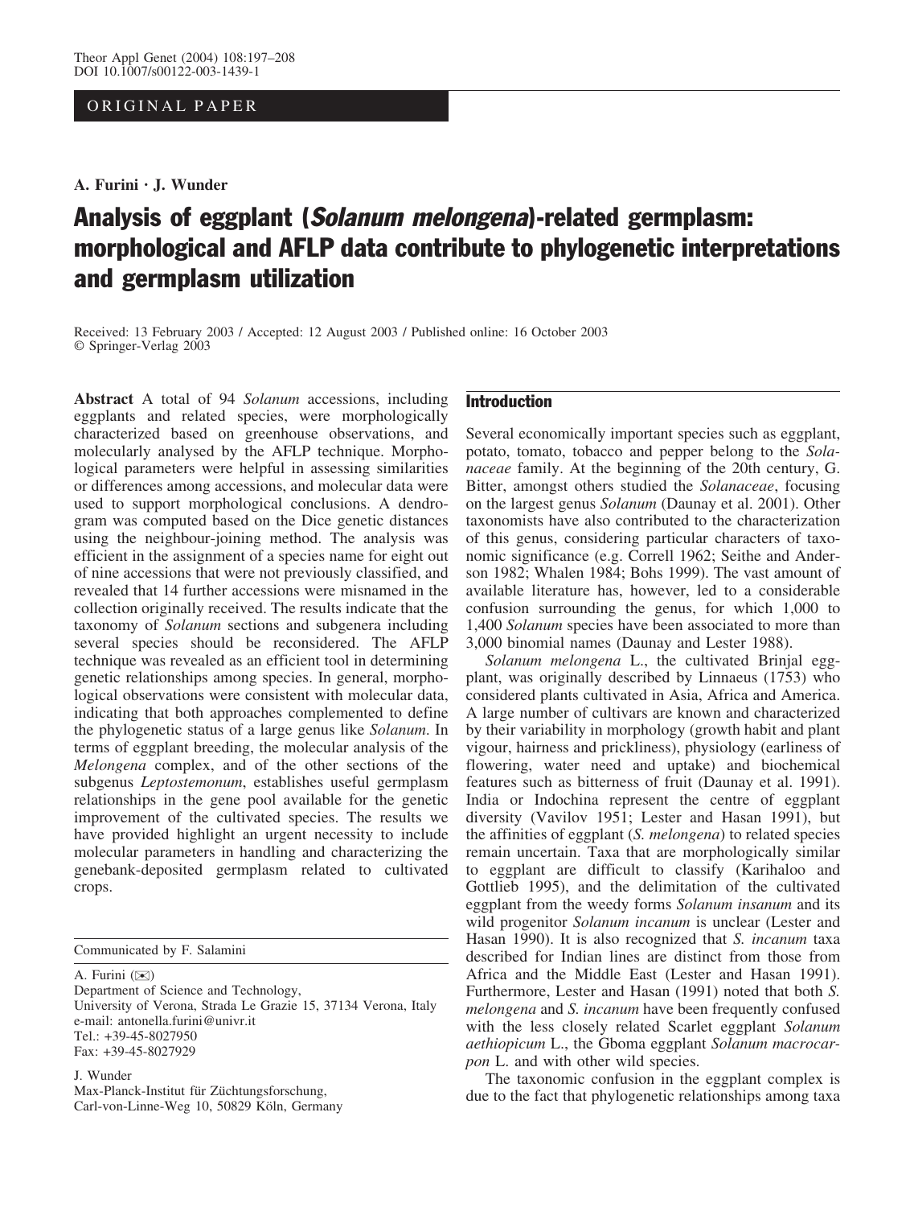ORIGINAL PAPER

**A. Furini · J. Wunder**

# Analysis of eggplant (*Solanum melongena*)-related germplasm: morphological and AFLP data contribute to phylogenetic interpretations and germplasm utilization

Received: 13 February 2003 / Accepted: 12 August 2003 / Published online: 16 October 2003
© Springer-Verlag 2003

**Abstract** A total of 94 *Solanum* accessions, including eggplants and related species, were morphologically characterized based on greenhouse observations, and molecularly analysed by the AFLP technique. Morphological parameters were helpful in assessing similarities or differences among accessions, and molecular data were used to support morphological conclusions. A dendrogram was computed based on the Dice genetic distances using the neighbour-joining method. The analysis was efficient in the assignment of a species name for eight out of nine accessions that were not previously classified, and revealed that 14 further accessions were misnamed in the collection originally received. The results indicate that the taxonomy of *Solanum* sections and subgenera including several species should be reconsidered. The AFLP technique was revealed as an efficient tool in determining genetic relationships among species. In general, morphological observations were consistent with molecular data, indicating that both approaches complemented to define the phylogenetic status of a large genus like *Solanum*. In terms of eggplant breeding, the molecular analysis of the *Melongena* complex, and of the other sections of the subgenus *Leptostemonum*, establishes useful germplasm relationships in the gene pool available for the genetic improvement of the cultivated species. The results we have provided highlight an urgent necessity to include molecular parameters in handling and characterizing the genebank-deposited germplasm related to cultivated crops.

Communicated by F. Salamini

A. Furini (✉)
Department of Science and Technology,
University of Verona, Strada Le Grazie 15, 37134 Verona, Italy
e-mail: antonella.furini@univr.it
Tel.: +39-45-8027950
Fax: +39-45-8027929

J. Wunder
Max-Planck-Institut für Züchtungsforschung,
Carl-von-Linne-Weg 10, 50829 Köln, Germany

## Introduction

Several economically important species such as eggplant, potato, tomato, tobacco and pepper belong to the *Solanaceae* family. At the beginning of the 20th century, G. Bitter, amongst others studied the *Solanaceae*, focusing on the largest genus *Solanum* (Daunay et al. 2001). Other taxonomists have also contributed to the characterization of this genus, considering particular characters of taxonomic significance (e.g. Correll 1962; Seithe and Anderson 1982; Whalen 1984; Bohs 1999). The vast amount of available literature has, however, led to a considerable confusion surrounding the genus, for which 1,000 to 1,400 *Solanum* species have been associated to more than 3,000 binomial names (Daunay and Lester 1988).

*Solanum melongena* L., the cultivated Brinjal eggplant, was originally described by Linnaeus (1753) who considered plants cultivated in Asia, Africa and America. A large number of cultivars are known and characterized by their variability in morphology (growth habit and plant vigour, hairness and prickliness), physiology (earliness of flowering, water need and uptake) and biochemical features such as bitterness of fruit (Daunay et al. 1991). India or Indochina represent the centre of eggplant diversity (Vavilov 1951; Lester and Hasan 1991), but the affinities of eggplant (*S. melongena*) to related species remain uncertain. Taxa that are morphologically similar to eggplant are difficult to classify (Karihaloo and Gottlieb 1995), and the delimitation of the cultivated eggplant from the weedy forms *Solanum insanum* and its wild progenitor *Solanum incanum* is unclear (Lester and Hasan 1990). It is also recognized that *S. incanum* taxa described for Indian lines are distinct from those from Africa and the Middle East (Lester and Hasan 1991). Furthermore, Lester and Hasan (1991) noted that both *S. melongena* and *S. incanum* have been frequently confused with the less closely related Scarlet eggplant *Solanum aethiopicum* L., the Gboma eggplant *Solanum macrocarpon* L. and with other wild species.

The taxonomic confusion in the eggplant complex is due to the fact that phylogenetic relationships among taxa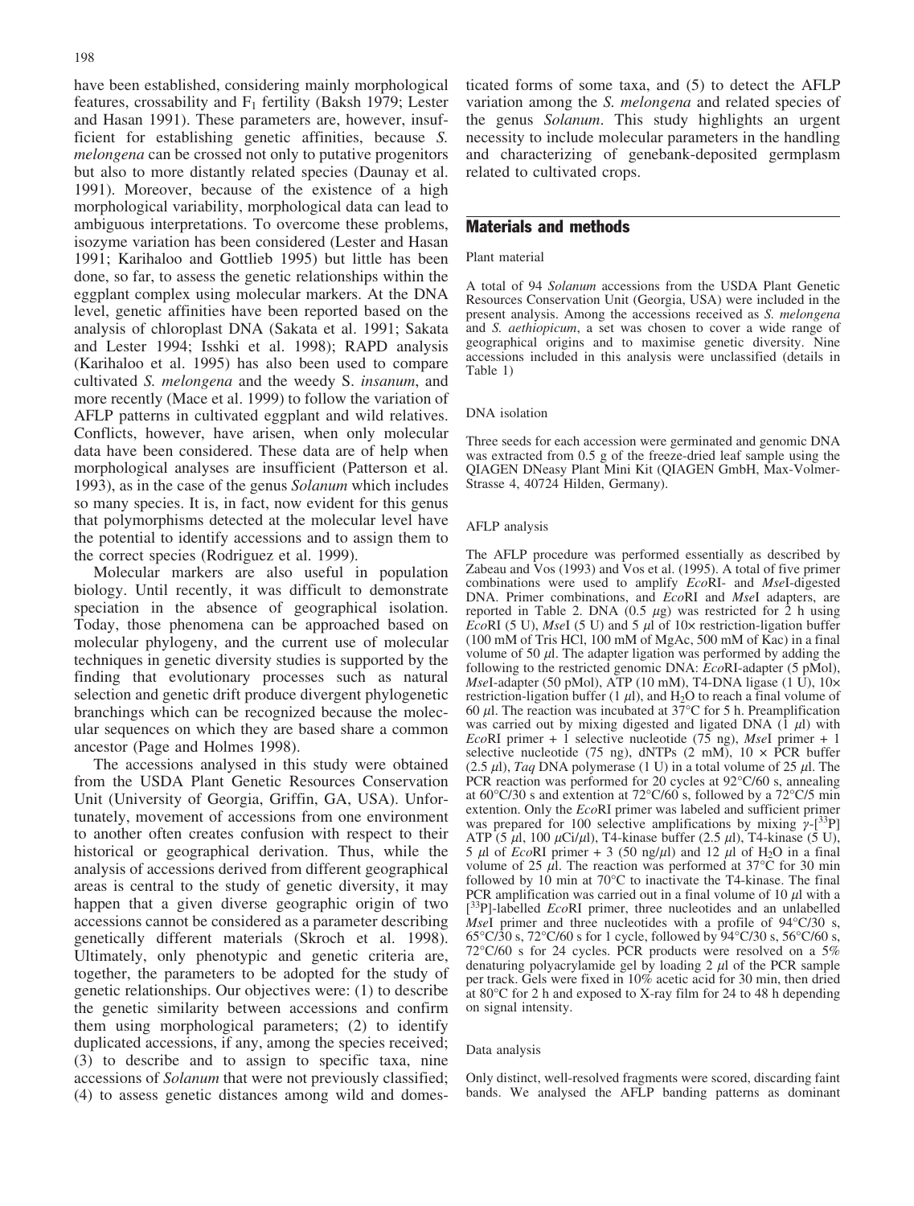have been established, considering mainly morphological features, crossability and $F_1$ fertility (Baksh 1979; Lester and Hasan 1991). These parameters are, however, insufficient for establishing genetic affinities, because *S. melongena* can be crossed not only to putative progenitors but also to more distantly related species (Daunay et al. 1991). Moreover, because of the existence of a high morphological variability, morphological data can lead to ambiguous interpretations. To overcome these problems, isozyme variation has been considered (Lester and Hasan 1991; Karihaloo and Gottlieb 1995) but little has been done, so far, to assess the genetic relationships within the eggplant complex using molecular markers. At the DNA level, genetic affinities have been reported based on the analysis of chloroplast DNA (Sakata et al. 1991; Sakata and Lester 1994; Isshki et al. 1998); RAPD analysis (Karihaloo et al. 1995) has also been used to compare cultivated *S. melongena* and the weedy S. *insanum*, and more recently (Mace et al. 1999) to follow the variation of AFLP patterns in cultivated eggplant and wild relatives. Conflicts, however, have arisen, when only molecular data have been considered. These data are of help when morphological analyses are insufficient (Patterson et al. 1993), as in the case of the genus *Solanum* which includes so many species. It is, in fact, now evident for this genus that polymorphisms detected at the molecular level have the potential to identify accessions and to assign them to the correct species (Rodriguez et al. 1999).

Molecular markers are also useful in population biology. Until recently, it was difficult to demonstrate speciation in the absence of geographical isolation. Today, those phenomena can be approached based on molecular phylogeny, and the current use of molecular techniques in genetic diversity studies is supported by the finding that evolutionary processes such as natural selection and genetic drift produce divergent phylogenetic branchings which can be recognized because the molecular sequences on which they are based share a common ancestor (Page and Holmes 1998).

The accessions analysed in this study were obtained from the USDA Plant Genetic Resources Conservation Unit (University of Georgia, Griffin, GA, USA). Unfortunately, movement of accessions from one environment to another often creates confusion with respect to their historical or geographical derivation. Thus, while the analysis of accessions derived from different geographical areas is central to the study of genetic diversity, it may happen that a given diverse geographic origin of two accessions cannot be considered as a parameter describing genetically different materials (Skroch et al. 1998). Ultimately, only phenotypic and genetic criteria are, together, the parameters to be adopted for the study of genetic relationships. Our objectives were: (1) to describe the genetic similarity between accessions and confirm them using morphological parameters; (2) to identify duplicated accessions, if any, among the species received; (3) to describe and to assign to specific taxa, nine accessions of *Solanum* that were not previously classified; (4) to assess genetic distances among wild and domesticated forms of some taxa, and (5) to detect the AFLP variation among the *S. melongena* and related species of the genus *Solanum*. This study highlights an urgent necessity to include molecular parameters in the handling and characterizing of genebank-deposited germplasm related to cultivated crops.

## Materials and methods

### Plant material

A total of 94 *Solanum* accessions from the USDA Plant Genetic Resources Conservation Unit (Georgia, USA) were included in the present analysis. Among the accessions received as *S. melongena* and *S. aethiopicum*, a set was chosen to cover a wide range of geographical origins and to maximise genetic diversity. Nine accessions included in this analysis were unclassified (details in Table 1)

### DNA isolation

Three seeds for each accession were germinated and genomic DNA was extracted from 0.5 g of the freeze-dried leaf sample using the QIAGEN DNeasy Plant Mini Kit (QIAGEN GmbH, Max-Volmer-Strasse 4, 40724 Hilden, Germany).

### AFLP analysis

The AFLP procedure was performed essentially as described by Zabeau and Vos (1993) and Vos et al. (1995). A total of five primer combinations were used to amplify *Eco*RI- and *Mse*I-digested DNA. Primer combinations, and *Eco*RI and *Mse*I adapters, are reported in Table 2. DNA (0.5 $\mu$g) was restricted for 2 h using *Eco*RI (5 U), *Mse*I (5 U) and 5 $\mu$l of 10× restriction-ligation buffer (100 mM of Tris HCl, 100 mM of MgAc, 500 mM of Kac) in a final volume of 50 $\mu$l. The adapter ligation was performed by adding the following to the restricted genomic DNA: *Eco*RI-adapter (5 pMol), *Mse*I-adapter (50 pMol), ATP (10 mM), T4-DNA ligase (1 U), 10× restriction-ligation buffer (1 $\mu$l), and $H_2O$ to reach a final volume of 60 $\mu$l. The reaction was incubated at 37°C for 5 h. Preamplification was carried out by mixing digested and ligated DNA (1 $\mu$l) with *Eco*RI primer + 1 selective nucleotide (75 ng), *Mse*I primer + 1 selective nucleotide (75 ng), dNTPs (2 mM), 10 × PCR buffer (2.5 $\mu$l), *Taq* DNA polymerase (1 U) in a total volume of 25 $\mu$l. The PCR reaction was performed for 20 cycles at 92°C/60 s, annealing at 60°C/30 s and extention at 72°C/60 s, followed by a 72°C/5 min extention. Only the *Eco*RI primer was labeled and sufficient primer was prepared for 100 selective amplifications by mixing $\gamma$-[$^{33}$P] ATP (5 $\mu$l, 100 $\mu$Ci/$\mu$l), T4-kinase buffer (2.5 $\mu$l), T4-kinase (5 U), 5 $\mu$l of *Eco*RI primer + 3 (50 ng/$\mu$l) and 12 $\mu$l of $H_2O$ in a final volume of 25 $\mu$l. The reaction was performed at 37°C for 30 min followed by 10 min at 70°C to inactivate the T4-kinase. The final PCR amplification was carried out in a final volume of 10 $\mu$l with a [$^{33}$P]-labelled *Eco*RI primer, three nucleotides and an unlabelled *Mse*I primer and three nucleotides with a profile of 94°C/30 s, 65°C/30 s, 72°C/60 s for 1 cycle, followed by 94°C/30 s, 56°C/60 s, 72°C/60 s for 24 cycles. PCR products were resolved on a 5% denaturing polyacrylamide gel by loading 2 $\mu$l of the PCR sample per track. Gels were fixed in 10% acetic acid for 30 min, then dried at 80°C for 2 h and exposed to X-ray film for 24 to 48 h depending on signal intensity.

### Data analysis

Only distinct, well-resolved fragments were scored, discarding faint bands. We analysed the AFLP banding patterns as dominant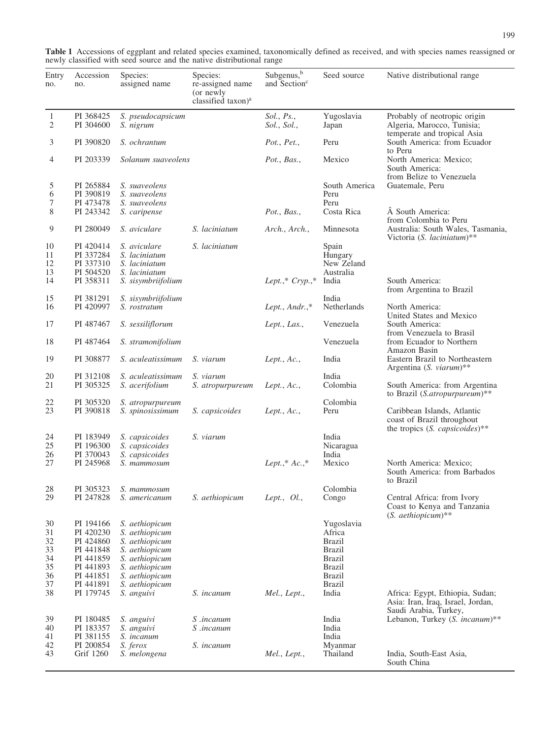**Table 1** Accessions of eggplant and related species examined, taxonomically defined as received, and with species names reassigned or newly classified with seed source and the native distributional range

| Entry no. | Accession no. | Species: assigned name | Species: re-assigned name (or newly classified taxon)[a] | Subgenus,[b] and Section[c] | Seed source | Native distributional range |
|---|---|---|---|---|---|---|
| 1 | PI 368425 | *S. pseudocapsicum* | | *Sol., Ps.,* | Yugoslavia | Probably of neotropic origin |
| 2 | PI 304600 | *S. nigrum* | | *Sol., Sol.,* | Japan | Algeria, Marocco, Tunisia; temperate and tropical Asia |
| 3 | PI 390820 | *S. ochrantum* | | *Pot., Pet.,* | Peru | South America: from Ecuador to Peru |
| 4 | PI 203339 | *Solanum suaveolens* | | *Pot., Bas.,* | Mexico | North America: Mexico; South America: from Belize to Venezuela |
| 5 | PI 265884 | *S. suaveolens* | | | South America | Guatemale, Peru |
| 6 | PI 390819 | *S. suaveolens* | | | Peru | |
| 7 | PI 473478 | *S. suaveolens* | | | Peru | |
| 8 | PI 243342 | *S. caripense* | | *Pot., Bas.,* | Costa Rica | Â South America: from Colombia to Peru |
| 9 | PI 280049 | *S. aviculare* | *S. laciniatum* | *Arch., Arch.,* | Minnesota | Australia: South Wales, Tasmania, Victoria (*S. laciniatum*)** |
| 10 | PI 420414 | *S. aviculare* | *S. laciniatum* | | Spain | |
| 11 | PI 337284 | *S. laciniatum* | | | Hungary | |
| 12 | PI 337310 | *S. laciniatum* | | | New Zeland | |
| 13 | PI 504520 | *S. laciniatum* | | | Australia | |
| 14 | PI 358311 | *S. sisymbriifolium* | | *Lept.,* \* *Cryp.,*\* | India | South America: from Argentina to Brazil |
| 15 | PI 381291 | *S. sisymbriifolium* | | | India | |
| 16 | PI 420997 | *S. rostratum* | | *Lept., Andr.,*\* | Netherlands | North America: United States and Mexico |
| 17 | PI 487467 | *S. sessiliflorum* | | *Lept., Las.,* | Venezuela | South America: from Venezuela to Brasil |
| 18 | PI 487464 | *S. stramonifolium* | | | Venezuela | from Ecuador to Northern Amazon Basin |
| 19 | PI 308877 | *S. aculeatissimum* | *S. viarum* | *Lept., Ac.,* | India | Eastern Brazil to Northeastern Argentina (*S. viarum*)** |
| 20 | PI 312108 | *S. aculeatissimum* | *S. viarum* | | India | |
| 21 | PI 305325 | *S. acerifolium* | *S. atropurpureum* | *Lept., Ac.,* | Colombia | South America: from Argentina to Brazil (*S.atropurpureum*)** |
| 22 | PI 305320 | *S. atropurpureum* | | | Colombia | |
| 23 | PI 390818 | *S. spinosissimum* | *S. capsicoides* | *Lept., Ac.,* | Peru | Caribbean Islands, Atlantic coast of Brazil throughout the tropics (*S. capsicoides*)** |
| 24 | PI 183949 | *S. capsicoides* | *S. viarum* | | India | |
| 25 | PI 196300 | *S. capsicoides* | | | Nicaragua | |
| 26 | PI 370043 | *S. capsicoides* | | | India | |
| 27 | PI 245968 | *S. mammosum* | | *Lept.,*\* *Ac.,*\* | Mexico | North America: Mexico; South America: from Barbados to Brazil |
| 28 | PI 305323 | *S. mammosum* | | | Colombia | |
| 29 | PI 247828 | *S. americanum* | *S. aethiopicum* | *Lept., Ol.,* | Congo | Central Africa: from Ivory Coast to Kenya and Tanzania (*S. aethiopicum*)** |
| 30 | PI 194166 | *S. aethiopicum* | | | Yugoslavia | |
| 31 | PI 420230 | *S. aethiopicum* | | | Africa | |
| 32 | PI 424860 | *S. aethiopicum* | | | Brazil | |
| 33 | PI 441848 | *S. aethiopicum* | | | Brazil | |
| 34 | PI 441859 | *S. aethiopicum* | | | Brazil | |
| 35 | PI 441893 | *S. aethiopicum* | | | Brazil | |
| 36 | PI 441851 | *S. aethiopicum* | | | Brazil | |
| 37 | PI 441891 | *S. aethiopicum* | | | Brazil | |
| 38 | PI 179745 | *S. anguivi* | *S. incanum* | *Mel., Lept.,* | India | Africa: Egypt, Ethiopia, Sudan; Asia: Iran, Iraq, Israel, Jordan, Saudi Arabia, Turkey, |
| 39 | PI 180485 | *S. anguivi* | *S .incanum* | | India | Lebanon, Turkey (*S. incanum*)** |
| 40 | PI 183357 | *S. anguivi* | *S .incanum* | | India | |
| 41 | PI 381155 | *S. incanum* | | | India | |
| 42 | PI 200854 | *S. ferox* | *S. incanum* | | Myanmar | |
| 43 | Grif 1260 | *S. melongena* | | *Mel., Lept.,* | Thailand | India, South-East Asia, South China |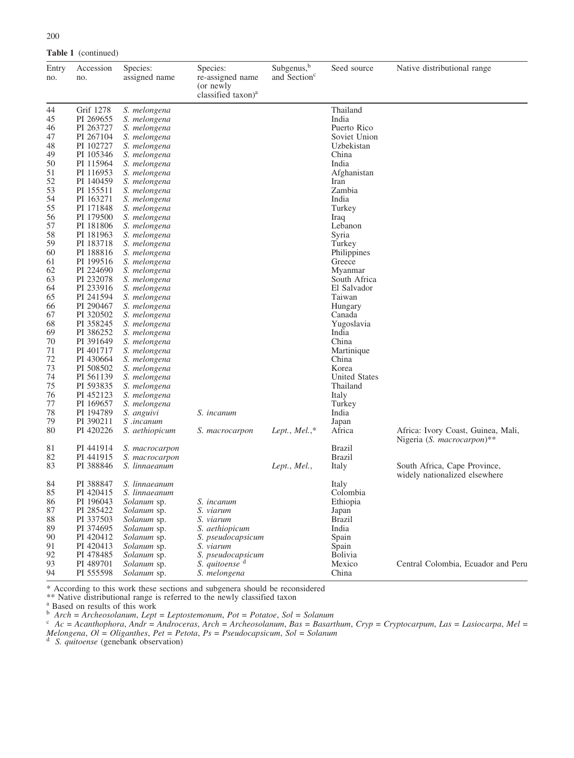**Table 1** (continued)

| Entry no. | Accession no. | Species: assigned name | Species: re-assigned name (or newly classified taxon)[a] | Subgenus,[b] and Section[c] | Seed source | Native distributional range |
|---|---|---|---|---|---|---|
| 44 | Grif 1278 | *S. melongena* | | | Thailand | |
| 45 | PI 269655 | *S. melongena* | | | India | |
| 46 | PI 263727 | *S. melongena* | | | Puerto Rico | |
| 47 | PI 267104 | *S. melongena* | | | Soviet Union | |
| 48 | PI 102727 | *S. melongena* | | | Uzbekistan | |
| 49 | PI 105346 | *S. melongena* | | | China | |
| 50 | PI 115964 | *S. melongena* | | | India | |
| 51 | PI 116953 | *S. melongena* | | | Afghanistan | |
| 52 | PI 140459 | *S. melongena* | | | Iran | |
| 53 | PI 155511 | *S. melongena* | | | Zambia | |
| 54 | PI 163271 | *S. melongena* | | | India | |
| 55 | PI 171848 | *S. melongena* | | | Turkey | |
| 56 | PI 179500 | *S. melongena* | | | Iraq | |
| 57 | PI 181806 | *S. melongena* | | | Lebanon | |
| 58 | PI 181963 | *S. melongena* | | | Syria | |
| 59 | PI 183718 | *S. melongena* | | | Turkey | |
| 60 | PI 188816 | *S. melongena* | | | Philippines | |
| 61 | PI 199516 | *S. melongena* | | | Greece | |
| 62 | PI 224690 | *S. melongena* | | | Myanmar | |
| 63 | PI 232078 | *S. melongena* | | | South Africa | |
| 64 | PI 233916 | *S. melongena* | | | El Salvador | |
| 65 | PI 241594 | *S. melongena* | | | Taiwan | |
| 66 | PI 290467 | *S. melongena* | | | Hungary | |
| 67 | PI 320502 | *S. melongena* | | | Canada | |
| 68 | PI 358245 | *S. melongena* | | | Yugoslavia | |
| 69 | PI 386252 | *S. melongena* | | | India | |
| 70 | PI 391649 | *S. melongena* | | | China | |
| 71 | PI 401717 | *S. melongena* | | | Martinique | |
| 72 | PI 430664 | *S. melongena* | | | China | |
| 73 | PI 508502 | *S. melongena* | | | Korea | |
| 74 | PI 561139 | *S. melongena* | | | United States | |
| 75 | PI 593835 | *S. melongena* | | | Thailand | |
| 76 | PI 452123 | *S. melongena* | | | Italy | |
| 77 | PI 169657 | *S. melongena* | | | Turkey | |
| 78 | PI 194789 | *S. anguivi* | *S. incanum* | | India | |
| 79 | PI 390211 | *S .incanum* | | | Japan | |
| 80 | PI 420226 | *S. aethiopicum* | *S. macrocarpon* | *Lept.*, *Mel.*,* | Africa | Africa: Ivory Coast, Guinea, Mali, Nigeria (*S. macrocarpon*)** |
| 81 | PI 441914 | *S. macrocarpon* | | | Brazil | |
| 82 | PI 441915 | *S. macrocarpon* | | | Brazil | |
| 83 | PI 388846 | *S. linnaeanum* | | *Lept.*, *Mel.*, | Italy | South Africa, Cape Province, widely nationalized elsewhere |
| 84 | PI 388847 | *S. linnaeanum* | | | Italy | |
| 85 | PI 420415 | *S. linnaeanum* | | | Colombia | |
| 86 | PI 196043 | *Solanum* sp. | *S. incanum* | | Ethiopia | |
| 87 | PI 285422 | *Solanum* sp. | *S. viarum* | | Japan | |
| 88 | PI 337503 | *Solanum* sp. | *S. viarum* | | Brazil | |
| 89 | PI 374695 | *Solanum* sp. | *S. aethiopicum* | | India | |
| 90 | PI 420412 | *Solanum* sp. | *S. pseudocapsicum* | | Spain | |
| 91 | PI 420413 | *Solanum* sp. | *S. viarum* | | Spain | |
| 92 | PI 478485 | *Solanum* sp. | *S. pseudocapsicum* | | Bolivia | |
| 93 | PI 489701 | *Solanum* sp. | *S. quitoense* [d] | | Mexico | Central Colombia, Ecuador and Peru |
| 94 | PI 555598 | *Solanum* sp. | *S. melongena* | | China | |

\* According to this work these sections and subgenera should be reconsidered

\** Native distributional range is referred to the newly classified taxon

[a] Based on results of this work

[b] *Arch* = *Archeosolanum*, *Lept* = *Leptostemonum*, *Pot* = *Potatoe*, *Sol* = *Solanum*

[c] *Ac* = *Acanthophora*, *Andr* = *Androceras*, *Arch* = *Archeosolanum*, *Bas* = *Basarthum*, *Cryp* = *Cryptocarpum*, *Las* = *Lasiocarpa*, *Mel* = *Melongena*, *Ol* = *Oliganthes*, *Pet* = *Petota*, *Ps* = *Pseudocapsicum*, *Sol* = *Solanum*

[d] *S. quitoense* (genebank observation)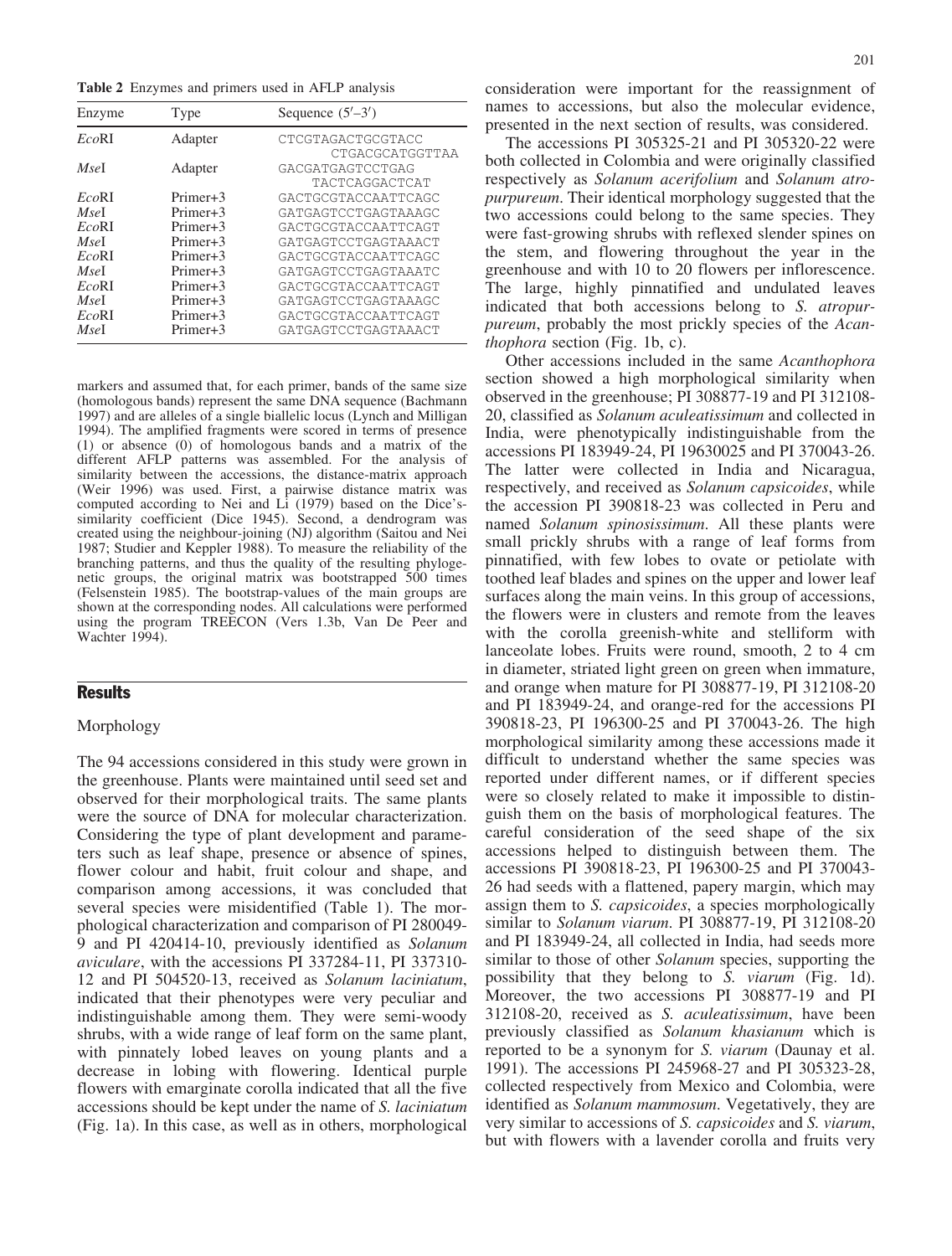**Table 2** Enzymes and primers used in AFLP analysis

| Enzyme | Type | Sequence (5′–3′) |
|---|---|---|
| *Eco*RI | Adapter | CTCGTAGACTGCGTACC CTGACGCATGGTTAA |
| *Mse*I | Adapter | GACGATGAGTCCTGAG TACTCAGGACTCAT |
| *Eco*RI | Primer+3 | GACTGCGTACCAATTCAGC |
| *Mse*I | Primer+3 | GATGAGTCCTGAGTAAAGC |
| *Eco*RI | Primer+3 | GACTGCGTACCAATTCAGT |
| *Mse*I | Primer+3 | GATGAGTCCTGAGTAAACT |
| *Eco*RI | Primer+3 | GACTGCGTACCAATTCAGC |
| *Mse*I | Primer+3 | GATGAGTCCTGAGTAAATC |
| *Eco*RI | Primer+3 | GACTGCGTACCAATTCAGT |
| *Mse*I | Primer+3 | GATGAGTCCTGAGTAAAGC |
| *Eco*RI | Primer+3 | GACTGCGTACCAATTCAGT |
| *Mse*I | Primer+3 | GATGAGTCCTGAGTAAACT |

markers and assumed that, for each primer, bands of the same size (homologous bands) represent the same DNA sequence (Bachmann 1997) and are alleles of a single biallelic locus (Lynch and Milligan 1994). The amplified fragments were scored in terms of presence (1) or absence (0) of homologous bands and a matrix of the different AFLP patterns was assembled. For the analysis of similarity between the accessions, the distance-matrix approach (Weir 1996) was used. First, a pairwise distance matrix was computed according to Nei and Li (1979) based on the Dice's-similarity coefficient (Dice 1945). Second, a dendrogram was created using the neighbour-joining (NJ) algorithm (Saitou and Nei 1987; Studier and Keppler 1988). To measure the reliability of the branching patterns, and thus the quality of the resulting phylogenetic groups, the original matrix was bootstrapped 500 times (Felsenstein 1985). The bootstrap-values of the main groups are shown at the corresponding nodes. All calculations were performed using the program TREECON (Vers 1.3b, Van De Peer and Wachter 1994).

## Results

### Morphology

The 94 accessions considered in this study were grown in the greenhouse. Plants were maintained until seed set and observed for their morphological traits. The same plants were the source of DNA for molecular characterization. Considering the type of plant development and parameters such as leaf shape, presence or absence of spines, flower colour and habit, fruit colour and shape, and comparison among accessions, it was concluded that several species were misidentified (Table 1). The morphological characterization and comparison of PI 280049-9 and PI 420414-10, previously identified as *Solanum aviculare*, with the accessions PI 337284-11, PI 337310-12 and PI 504520-13, received as *Solanum laciniatum*, indicated that their phenotypes were very peculiar and indistinguishable among them. They were semi-woody shrubs, with a wide range of leaf form on the same plant, with pinnately lobed leaves on young plants and a decrease in lobing with flowering. Identical purple flowers with emarginate corolla indicated that all the five accessions should be kept under the name of *S. laciniatum* (Fig. 1a). In this case, as well as in others, morphological consideration were important for the reassignment of names to accessions, but also the molecular evidence, presented in the next section of results, was considered.

The accessions PI 305325-21 and PI 305320-22 were both collected in Colombia and were originally classified respectively as *Solanum acerifolium* and *Solanum atropurpureum*. Their identical morphology suggested that the two accessions could belong to the same species. They were fast-growing shrubs with reflexed slender spines on the stem, and flowering throughout the year in the greenhouse and with 10 to 20 flowers per inflorescence. The large, highly pinnatified and undulated leaves indicated that both accessions belong to *S. atropurpureum*, probably the most prickly species of the *Acanthophora* section (Fig. 1b, c).

Other accessions included in the same *Acanthophora* section showed a high morphological similarity when observed in the greenhouse; PI 308877-19 and PI 312108-20, classified as *Solanum aculeatissimum* and collected in India, were phenotypically indistinguishable from the accessions PI 183949-24, PI 19630025 and PI 370043-26. The latter were collected in India and Nicaragua, respectively, and received as *Solanum capsicoides*, while the accession PI 390818-23 was collected in Peru and named *Solanum spinosissimum*. All these plants were small prickly shrubs with a range of leaf forms from pinnatified, with few lobes to ovate or petiolate with toothed leaf blades and spines on the upper and lower leaf surfaces along the main veins. In this group of accessions, the flowers were in clusters and remote from the leaves with the corolla greenish-white and stelliform with lanceolate lobes. Fruits were round, smooth, 2 to 4 cm in diameter, striated light green on green when immature, and orange when mature for PI 308877-19, PI 312108-20 and PI 183949-24, and orange-red for the accessions PI 390818-23, PI 196300-25 and PI 370043-26. The high morphological similarity among these accessions made it difficult to understand whether the same species was reported under different names, or if different species were so closely related to make it impossible to distinguish them on the basis of morphological features. The careful consideration of the seed shape of the six accessions helped to distinguish between them. The accessions PI 390818-23, PI 196300-25 and PI 370043-26 had seeds with a flattened, papery margin, which may assign them to *S. capsicoides*, a species morphologically similar to *Solanum viarum*. PI 308877-19, PI 312108-20 and PI 183949-24, all collected in India, had seeds more similar to those of other *Solanum* species, supporting the possibility that they belong to *S. viarum* (Fig. 1d). Moreover, the two accessions PI 308877-19 and PI 312108-20, received as *S. aculeatissimum*, have been previously classified as *Solanum khasianum* which is reported to be a synonym for *S. viarum* (Daunay et al. 1991). The accessions PI 245968-27 and PI 305323-28, collected respectively from Mexico and Colombia, were identified as *Solanum mammosum*. Vegetatively, they are very similar to accessions of *S. capsicoides* and *S. viarum*, but with flowers with a lavender corolla and fruits very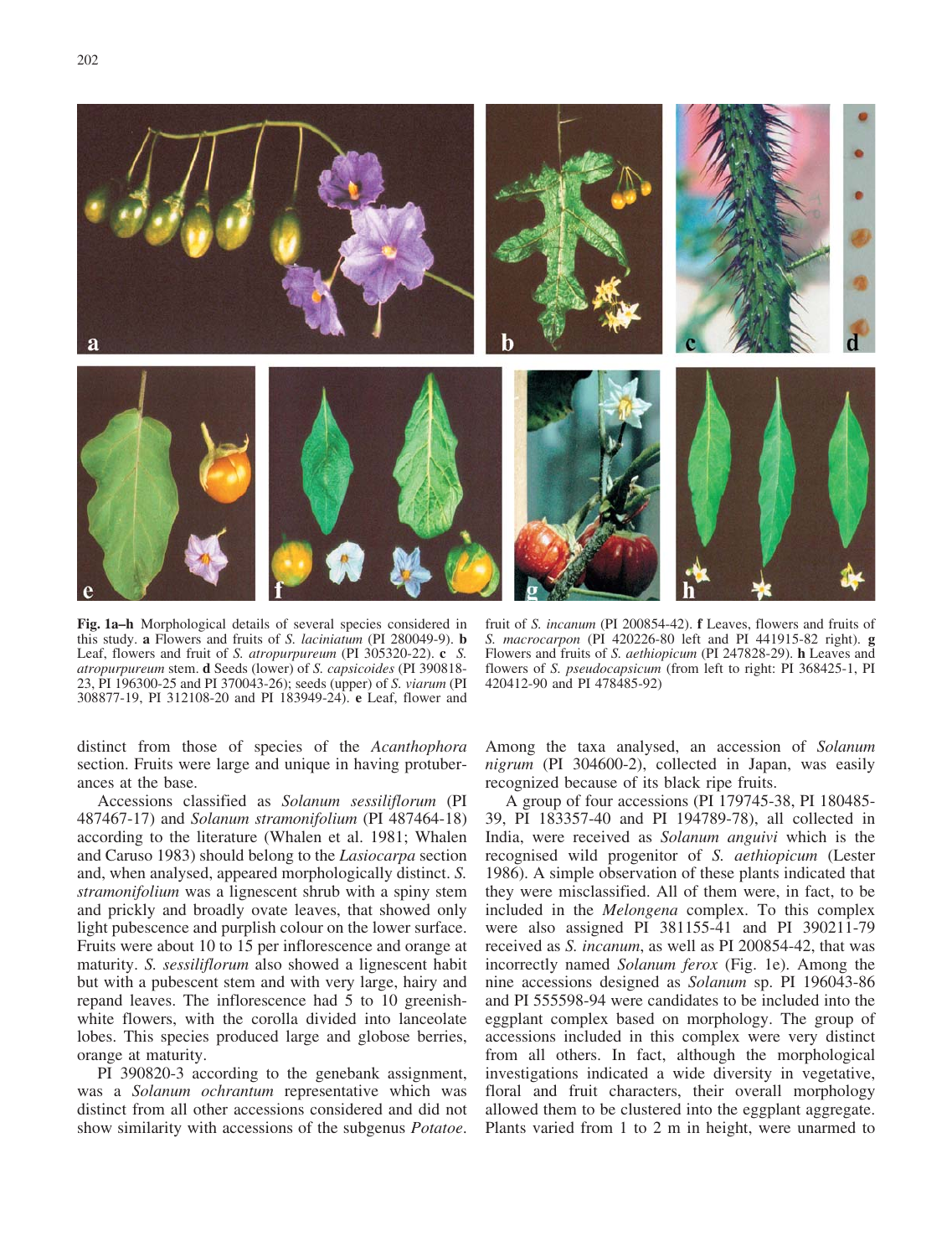**Fig. 1a–h** Morphological details of several species considered in this study. **a** Flowers and fruits of *S. laciniatum* (PI 280049-9). **b** Leaf, flowers and fruit of *S. atropurpureum* (PI 305320-22). **c** *S. atropurpureum* stem. **d** Seeds (lower) of *S. capsicoides* (PI 390818-23, PI 196300-25 and PI 370043-26); seeds (upper) of *S. viarum* (PI 308877-19, PI 312108-20 and PI 183949-24). **e** Leaf, flower and fruit of *S. incanum* (PI 200854-42). **f** Leaves, flowers and fruits of *S. macrocarpon* (PI 420226-80 left and PI 441915-82 right). **g** Flowers and fruits of *S. aethiopicum* (PI 247828-29). **h** Leaves and flowers of *S. pseudocapsicum* (from left to right: PI 368425-1, PI 420412-90 and PI 478485-92)

distinct from those of species of the *Acanthophora* section. Fruits were large and unique in having protuberances at the base.

Accessions classified as *Solanum sessiliflorum* (PI 487467-17) and *Solanum stramonifolium* (PI 487464-18) according to the literature (Whalen et al. 1981; Whalen and Caruso 1983) should belong to the *Lasiocarpa* section and, when analysed, appeared morphologically distinct. *S. stramonifolium* was a lignescent shrub with a spiny stem and prickly and broadly ovate leaves, that showed only light pubescence and purplish colour on the lower surface. Fruits were about 10 to 15 per inflorescence and orange at maturity. *S. sessiliflorum* also showed a lignescent habit but with a pubescent stem and with very large, hairy and repand leaves. The inflorescence had 5 to 10 greenish-white flowers, with the corolla divided into lanceolate lobes. This species produced large and globose berries, orange at maturity.

PI 390820-3 according to the genebank assignment, was a *Solanum ochrantum* representative which was distinct from all other accessions considered and did not show similarity with accessions of the subgenus *Potatoe*. Among the taxa analysed, an accession of *Solanum nigrum* (PI 304600-2), collected in Japan, was easily recognized because of its black ripe fruits.

A group of four accessions (PI 179745-38, PI 180485-39, PI 183357-40 and PI 194789-78), all collected in India, were received as *Solanum anguivi* which is the recognised wild progenitor of *S. aethiopicum* (Lester 1986). A simple observation of these plants indicated that they were misclassified. All of them were, in fact, to be included in the *Melongena* complex. To this complex were also assigned PI 381155-41 and PI 390211-79 received as *S. incanum*, as well as PI 200854-42, that was incorrectly named *Solanum ferox* (Fig. 1e). Among the nine accessions designed as *Solanum* sp. PI 196043-86 and PI 555598-94 were candidates to be included into the eggplant complex based on morphology. The group of accessions included in this complex were very distinct from all others. In fact, although the morphological investigations indicated a wide diversity in vegetative, floral and fruit characters, their overall morphology allowed them to be clustered into the eggplant aggregate. Plants varied from 1 to 2 m in height, were unarmed to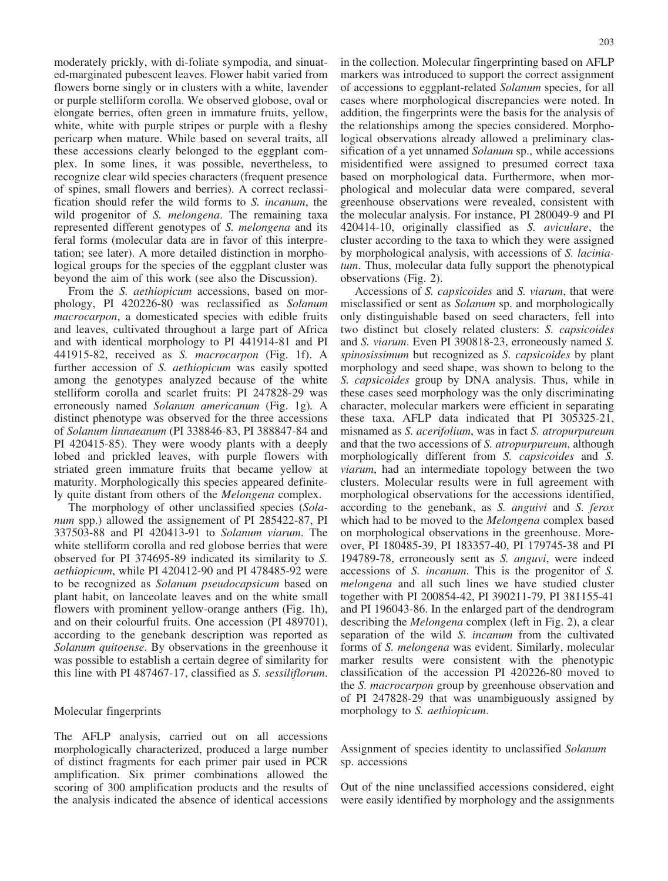moderately prickly, with di-foliate sympodia, and sinuated-marginated pubescent leaves. Flower habit varied from flowers borne singly or in clusters with a white, lavender or purple stelliform corolla. We observed globose, oval or elongate berries, often green in immature fruits, yellow, white, white with purple stripes or purple with a fleshy pericarp when mature. While based on several traits, all these accessions clearly belonged to the eggplant complex. In some lines, it was possible, nevertheless, to recognize clear wild species characters (frequent presence of spines, small flowers and berries). A correct reclassification should refer the wild forms to *S. incanum*, the wild progenitor of *S. melongena*. The remaining taxa represented different genotypes of *S. melongena* and its feral forms (molecular data are in favor of this interpretation; see later). A more detailed distinction in morphological groups for the species of the eggplant cluster was beyond the aim of this work (see also the Discussion).

From the *S. aethiopicum* accessions, based on morphology, PI 420226-80 was reclassified as *Solanum macrocarpon*, a domesticated species with edible fruits and leaves, cultivated throughout a large part of Africa and with identical morphology to PI 441914-81 and PI 441915-82, received as *S. macrocarpon* (Fig. 1f). A further accession of *S. aethiopicum* was easily spotted among the genotypes analyzed because of the white stelliform corolla and scarlet fruits: PI 247828-29 was erroneously named *Solanum americanum* (Fig. 1g). A distinct phenotype was observed for the three accessions of *Solanum linnaeanum* (PI 338846-83, PI 388847-84 and PI 420415-85). They were woody plants with a deeply lobed and prickled leaves, with purple flowers with striated green immature fruits that became yellow at maturity. Morphologically this species appeared definitely quite distant from others of the *Melongena* complex.

The morphology of other unclassified species (*Solanum* spp.) allowed the assignement of PI 285422-87, PI 337503-88 and PI 420413-91 to *Solanum viarum*. The white stelliform corolla and red globose berries that were observed for PI 374695-89 indicated its similarity to *S. aethiopicum*, while PI 420412-90 and PI 478485-92 were to be recognized as *Solanum pseudocapsicum* based on plant habit, on lanceolate leaves and on the white small flowers with prominent yellow-orange anthers (Fig. 1h), and on their colourful fruits. One accession (PI 489701), according to the genebank description was reported as *Solanum quitoense*. By observations in the greenhouse it was possible to establish a certain degree of similarity for this line with PI 487467-17, classified as *S. sessiliflorum*.

## Molecular fingerprints

The AFLP analysis, carried out on all accessions morphologically characterized, produced a large number of distinct fragments for each primer pair used in PCR amplification. Six primer combinations allowed the scoring of 300 amplification products and the results of the analysis indicated the absence of identical accessions in the collection. Molecular fingerprinting based on AFLP markers was introduced to support the correct assignment of accessions to eggplant-related *Solanum* species, for all cases where morphological discrepancies were noted. In addition, the fingerprints were the basis for the analysis of the relationships among the species considered. Morphological observations already allowed a preliminary classification of a yet unnamed *Solanum* sp., while accessions misidentified were assigned to presumed correct taxa based on morphological data. Furthermore, when morphological and molecular data were compared, several greenhouse observations were revealed, consistent with the molecular analysis. For instance, PI 280049-9 and PI 420414-10, originally classified as *S. aviculare*, the cluster according to the taxa to which they were assigned by morphological analysis, with accessions of *S. laciniatum*. Thus, molecular data fully support the phenotypical observations (Fig. 2).

Accessions of *S. capsicoides* and *S. viarum*, that were misclassified or sent as *Solanum* sp. and morphologically only distinguishable based on seed characters, fell into two distinct but closely related clusters: *S. capsicoides* and *S. viarum*. Even PI 390818-23, erroneously named *S. spinosissimum* but recognized as *S. capsicoides* by plant morphology and seed shape, was shown to belong to the *S. capsicoides* group by DNA analysis. Thus, while in these cases seed morphology was the only discriminating character, molecular markers were efficient in separating these taxa. AFLP data indicated that PI 305325-21, misnamed as *S. acerifolium*, was in fact *S. atropurpureum* and that the two accessions of *S. atropurpureum*, although morphologically different from *S. capsicoides* and *S. viarum*, had an intermediate topology between the two clusters. Molecular results were in full agreement with morphological observations for the accessions identified, according to the genebank, as *S. anguivi* and *S. ferox* which had to be moved to the *Melongena* complex based on morphological observations in the greenhouse. Moreover, PI 180485-39, PI 183357-40, PI 179745-38 and PI 194789-78, erroneously sent as *S. anguvi*, were indeed accessions of *S. incanum*. This is the progenitor of *S. melongena* and all such lines we have studied cluster together with PI 200854-42, PI 390211-79, PI 381155-41 and PI 196043-86. In the enlarged part of the dendrogram describing the *Melongena* complex (left in Fig. 2), a clear separation of the wild *S. incanum* from the cultivated forms of *S. melongena* was evident. Similarly, molecular marker results were consistent with the phenotypic classification of the accession PI 420226-80 moved to the *S. macrocarpon* group by greenhouse observation and of PI 247828-29 that was unambiguously assigned by morphology to *S. aethiopicum*.

## Assignment of species identity to unclassified *Solanum* sp. accessions

Out of the nine unclassified accessions considered, eight were easily identified by morphology and the assignments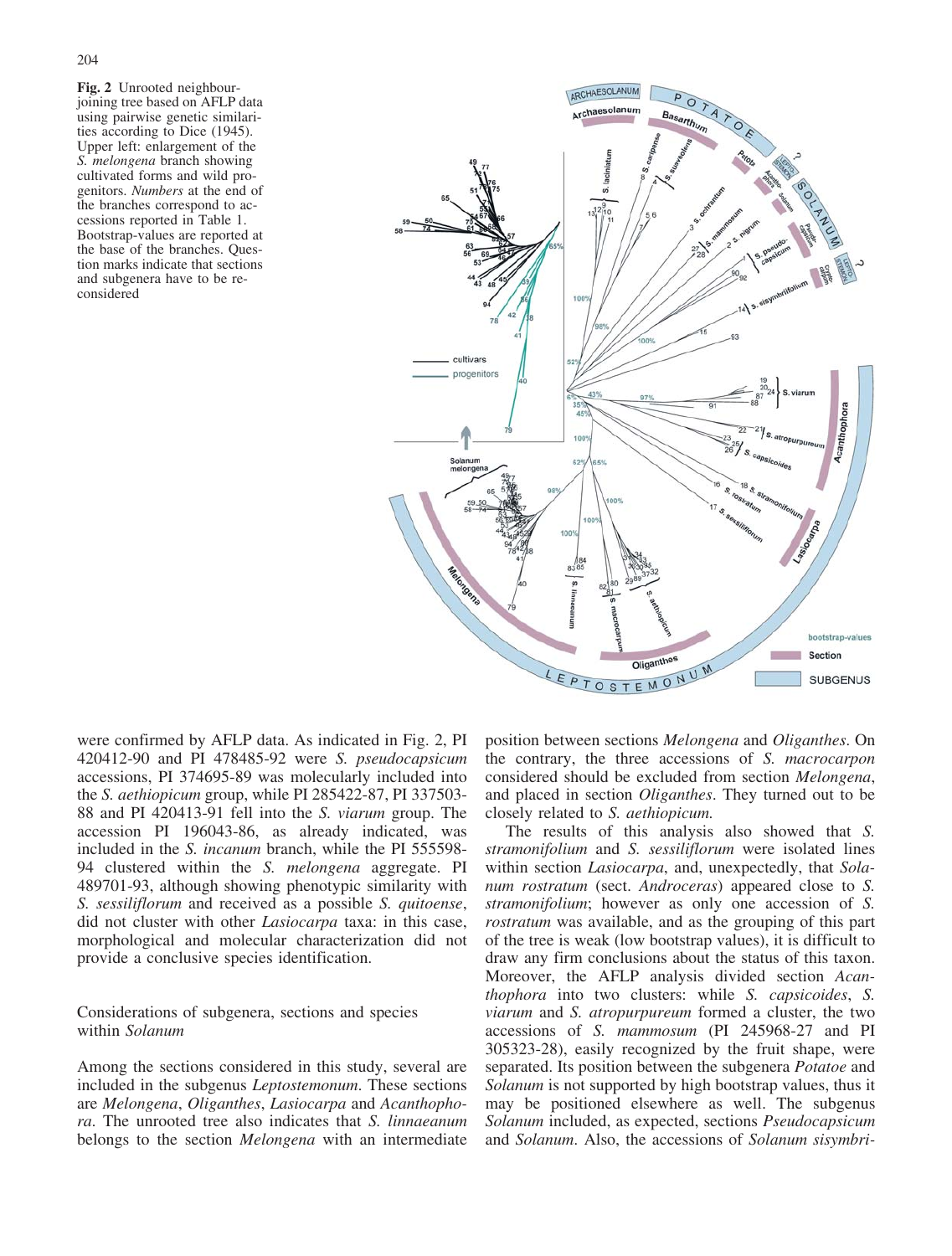**Fig. 2** Unrooted neighbour-joining tree based on AFLP data using pairwise genetic similarities according to Dice (1945). Upper left: enlargement of the *S. melongena* branch showing cultivated forms and wild progenitors. *Numbers* at the end of the branches correspond to accessions reported in Table 1. Bootstrap-values are reported at the base of the branches. Question marks indicate that sections and subgenera have to be reconsidered

were confirmed by AFLP data. As indicated in Fig. 2, PI 420412-90 and PI 478485-92 were *S. pseudocapsicum* accessions, PI 374695-89 was molecularly included into the *S. aethiopicum* group, while PI 285422-87, PI 337503-88 and PI 420413-91 fell into the *S. viarum* group. The accession PI 196043-86, as already indicated, was included in the *S. incanum* branch, while the PI 555598-94 clustered within the *S. melongena* aggregate. PI 489701-93, although showing phenotypic similarity with *S. sessiliflorum* and received as a possible *S. quitoense*, did not cluster with other *Lasiocarpa* taxa: in this case, morphological and molecular characterization did not provide a conclusive species identification.

## Considerations of subgenera, sections and species within *Solanum*

Among the sections considered in this study, several are included in the subgenus *Leptostemonum*. These sections are *Melongena*, *Oliganthes*, *Lasiocarpa* and *Acanthophora*. The unrooted tree also indicates that *S. linnaeanum* belongs to the section *Melongena* with an intermediate position between sections *Melongena* and *Oliganthes*. On the contrary, the three accessions of *S. macrocarpon* considered should be excluded from section *Melongena*, and placed in section *Oliganthes*. They turned out to be closely related to *S. aethiopicum*.

The results of this analysis also showed that *S. stramonifolium* and *S. sessiliflorum* were isolated lines within section *Lasiocarpa*, and, unexpectedly, that *Solanum rostratum* (sect. *Androceras*) appeared close to *S. stramonifolium*; however as only one accession of *S. rostratum* was available, and as the grouping of this part of the tree is weak (low bootstrap values), it is difficult to draw any firm conclusions about the status of this taxon. Moreover, the AFLP analysis divided section *Acanthophora* into two clusters: while *S. capsicoides*, *S. viarum* and *S. atropurpureum* formed a cluster, the two accessions of *S. mammosum* (PI 245968-27 and PI 305323-28), easily recognized by the fruit shape, were separated. Its position between the subgenera *Potatoe* and *Solanum* is not supported by high bootstrap values, thus it may be positioned elsewhere as well. The subgenus *Solanum* included, as expected, sections *Pseudocapsicum* and *Solanum*. Also, the accessions of *Solanum sisymbri-*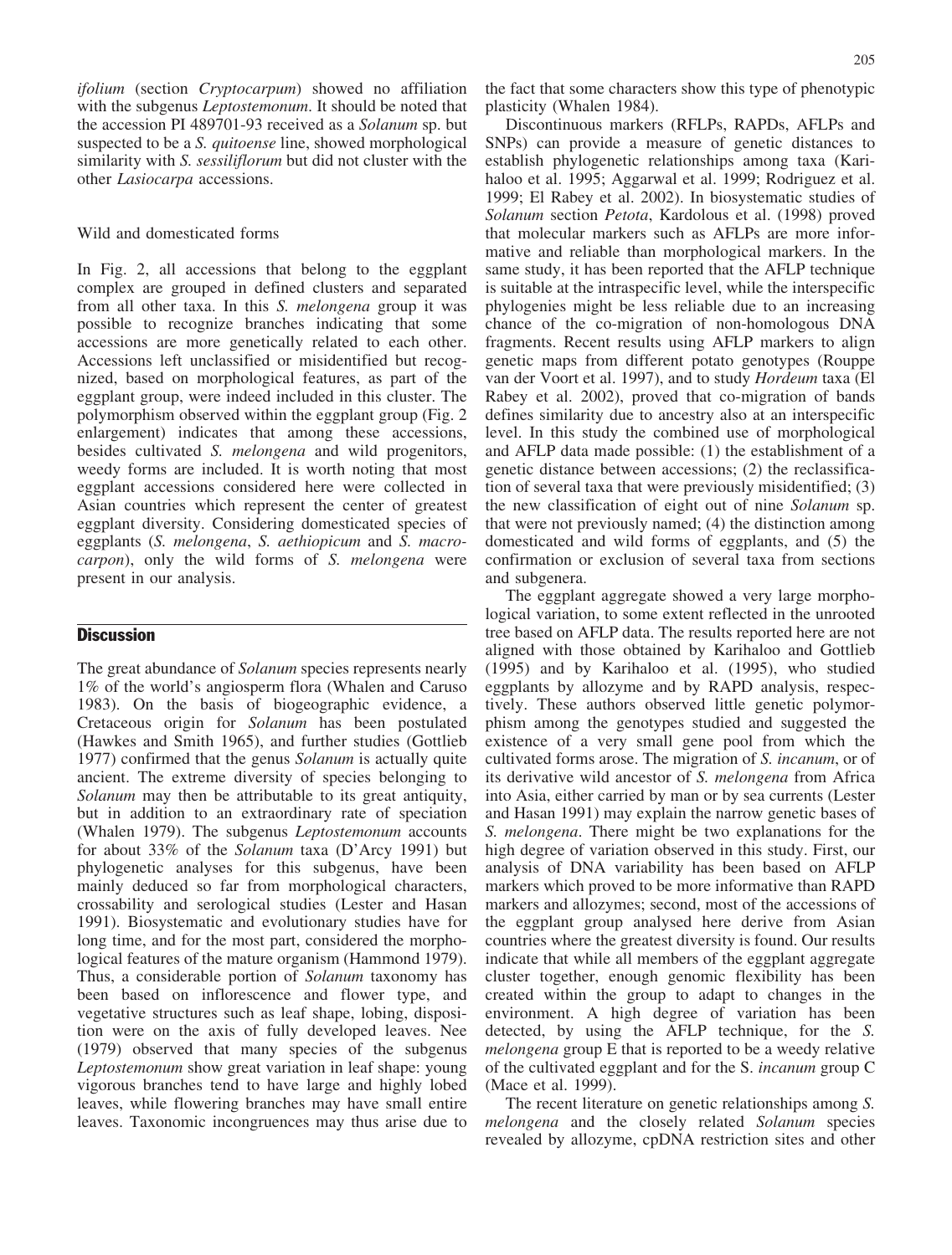*ifolium* (section *Cryptocarpum*) showed no affiliation with the subgenus *Leptostemonum*. It should be noted that the accession PI 489701-93 received as a *Solanum* sp. but suspected to be a *S. quitoense* line, showed morphological similarity with *S. sessiliflorum* but did not cluster with the other *Lasiocarpa* accessions.

### Wild and domesticated forms

In Fig. 2, all accessions that belong to the eggplant complex are grouped in defined clusters and separated from all other taxa. In this *S. melongena* group it was possible to recognize branches indicating that some accessions are more genetically related to each other. Accessions left unclassified or misidentified but recognized, based on morphological features, as part of the eggplant group, were indeed included in this cluster. The polymorphism observed within the eggplant group (Fig. 2 enlargement) indicates that among these accessions, besides cultivated *S. melongena* and wild progenitors, weedy forms are included. It is worth noting that most eggplant accessions considered here were collected in Asian countries which represent the center of greatest eggplant diversity. Considering domesticated species of eggplants (*S. melongena*, *S. aethiopicum* and *S. macrocarpon*), only the wild forms of *S. melongena* were present in our analysis.

## Discussion

The great abundance of *Solanum* species represents nearly 1% of the world's angiosperm flora (Whalen and Caruso 1983). On the basis of biogeographic evidence, a Cretaceous origin for *Solanum* has been postulated (Hawkes and Smith 1965), and further studies (Gottlieb 1977) confirmed that the genus *Solanum* is actually quite ancient. The extreme diversity of species belonging to *Solanum* may then be attributable to its great antiquity, but in addition to an extraordinary rate of speciation (Whalen 1979). The subgenus *Leptostemonum* accounts for about 33% of the *Solanum* taxa (D'Arcy 1991) but phylogenetic analyses for this subgenus, have been mainly deduced so far from morphological characters, crossability and serological studies (Lester and Hasan 1991). Biosystematic and evolutionary studies have for long time, and for the most part, considered the morphological features of the mature organism (Hammond 1979). Thus, a considerable portion of *Solanum* taxonomy has been based on inflorescence and flower type, and vegetative structures such as leaf shape, lobing, disposition were on the axis of fully developed leaves. Nee (1979) observed that many species of the subgenus *Leptostemonum* show great variation in leaf shape: young vigorous branches tend to have large and highly lobed leaves, while flowering branches may have small entire leaves. Taxonomic incongruences may thus arise due to the fact that some characters show this type of phenotypic plasticity (Whalen 1984).

Discontinuous markers (RFLPs, RAPDs, AFLPs and SNPs) can provide a measure of genetic distances to establish phylogenetic relationships among taxa (Karihaloo et al. 1995; Aggarwal et al. 1999; Rodriguez et al. 1999; El Rabey et al. 2002). In biosystematic studies of *Solanum* section *Petota*, Kardolous et al. (1998) proved that molecular markers such as AFLPs are more informative and reliable than morphological markers. In the same study, it has been reported that the AFLP technique is suitable at the intraspecific level, while the interspecific phylogenies might be less reliable due to an increasing chance of the co-migration of non-homologous DNA fragments. Recent results using AFLP markers to align genetic maps from different potato genotypes (Rouppe van der Voort et al. 1997), and to study *Hordeum* taxa (El Rabey et al. 2002), proved that co-migration of bands defines similarity due to ancestry also at an interspecific level. In this study the combined use of morphological and AFLP data made possible: (1) the establishment of a genetic distance between accessions; (2) the reclassification of several taxa that were previously misidentified; (3) the new classification of eight out of nine *Solanum* sp. that were not previously named; (4) the distinction among domesticated and wild forms of eggplants, and (5) the confirmation or exclusion of several taxa from sections and subgenera.

The eggplant aggregate showed a very large morphological variation, to some extent reflected in the unrooted tree based on AFLP data. The results reported here are not aligned with those obtained by Karihaloo and Gottlieb (1995) and by Karihaloo et al. (1995), who studied eggplants by allozyme and by RAPD analysis, respectively. These authors observed little genetic polymorphism among the genotypes studied and suggested the existence of a very small gene pool from which the cultivated forms arose. The migration of *S. incanum*, or of its derivative wild ancestor of *S. melongena* from Africa into Asia, either carried by man or by sea currents (Lester and Hasan 1991) may explain the narrow genetic bases of *S. melongena*. There might be two explanations for the high degree of variation observed in this study. First, our analysis of DNA variability has been based on AFLP markers which proved to be more informative than RAPD markers and allozymes; second, most of the accessions of the eggplant group analysed here derive from Asian countries where the greatest diversity is found. Our results indicate that while all members of the eggplant aggregate cluster together, enough genomic flexibility has been created within the group to adapt to changes in the environment. A high degree of variation has been detected, by using the AFLP technique, for the *S. melongena* group E that is reported to be a weedy relative of the cultivated eggplant and for the S. *incanum* group C (Mace et al. 1999).

The recent literature on genetic relationships among *S. melongena* and the closely related *Solanum* species revealed by allozyme, cpDNA restriction sites and other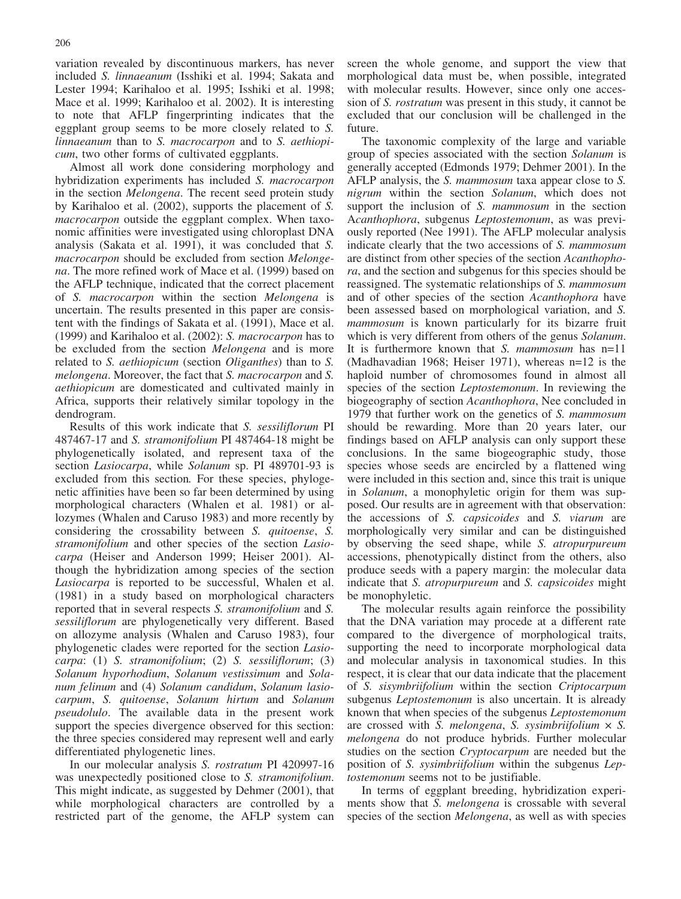variation revealed by discontinuous markers, has never included *S. linnaeanum* (Isshiki et al. 1994; Sakata and Lester 1994; Karihaloo et al. 1995; Isshiki et al. 1998; Mace et al. 1999; Karihaloo et al. 2002). It is interesting to note that AFLP fingerprinting indicates that the eggplant group seems to be more closely related to *S. linnaeanum* than to *S. macrocarpon* and to *S. aethiopicum*, two other forms of cultivated eggplants.

Almost all work done considering morphology and hybridization experiments has included *S. macrocarpon* in the section *Melongena*. The recent seed protein study by Karihaloo et al. (2002), supports the placement of *S. macrocarpon* outside the eggplant complex. When taxonomic affinities were investigated using chloroplast DNA analysis (Sakata et al. 1991), it was concluded that *S. macrocarpon* should be excluded from section *Melongena*. The more refined work of Mace et al. (1999) based on the AFLP technique, indicated that the correct placement of *S. macrocarpon* within the section *Melongena* is uncertain. The results presented in this paper are consistent with the findings of Sakata et al. (1991), Mace et al. (1999) and Karihaloo et al. (2002): *S. macrocarpon* has to be excluded from the section *Melongena* and is more related to *S. aethiopicum* (section *Oliganthes*) than to *S. melongena*. Moreover, the fact that *S. macrocarpon* and *S. aethiopicum* are domesticated and cultivated mainly in Africa, supports their relatively similar topology in the dendrogram.

Results of this work indicate that *S. sessiliflorum* PI 487467-17 and *S. stramonifolium* PI 487464-18 might be phylogenetically isolated, and represent taxa of the section *Lasiocarpa*, while *Solanum* sp. PI 489701-93 is excluded from this section. For these species, phylogenetic affinities have been so far been determined by using morphological characters (Whalen et al. 1981) or allozymes (Whalen and Caruso 1983) and more recently by considering the crossability between *S. quitoense*, *S. stramonifolium* and other species of the section *Lasiocarpa* (Heiser and Anderson 1999; Heiser 2001). Although the hybridization among species of the section *Lasiocarpa* is reported to be successful, Whalen et al. (1981) in a study based on morphological characters reported that in several respects *S. stramonifolium* and *S. sessiliflorum* are phylogenetically very different. Based on allozyme analysis (Whalen and Caruso 1983), four phylogenetic clades were reported for the section *Lasiocarpa*: (1) *S. stramonifolium*; (2) *S. sessiliflorum*; (3) *Solanum hyporhodium*, *Solanum vestissimum* and *Solanum felinum* and (4) *Solanum candidum*, *Solanum lasiocarpum*, *S. quitoense*, *Solanum hirtum* and *Solanum pseudolulo*. The available data in the present work support the species divergence observed for this section: the three species considered may represent well and early differentiated phylogenetic lines.

In our molecular analysis *S. rostratum* PI 420997-16 was unexpectedly positioned close to *S. stramonifolium*. This might indicate, as suggested by Dehmer (2001), that while morphological characters are controlled by a restricted part of the genome, the AFLP system can screen the whole genome, and support the view that morphological data must be, when possible, integrated with molecular results. However, since only one accession of *S. rostratum* was present in this study, it cannot be excluded that our conclusion will be challenged in the future.

The taxonomic complexity of the large and variable group of species associated with the section *Solanum* is generally accepted (Edmonds 1979; Dehmer 2001). In the AFLP analysis, the *S. mammosum* taxa appear close to *S. nigrum* within the section *Solanum*, which does not support the inclusion of *S. mammosum* in the section *Acanthophora*, subgenus *Leptostemonum*, as was previously reported (Nee 1991). The AFLP molecular analysis indicate clearly that the two accessions of *S. mammosum* are distinct from other species of the section *Acanthophora*, and the section and subgenus for this species should be reassigned. The systematic relationships of *S. mammosum* and of other species of the section *Acanthophora* have been assessed based on morphological variation, and *S. mammosum* is known particularly for its bizarre fruit which is very different from others of the genus *Solanum*. It is furthermore known that *S. mammosum* has n=11 (Madhavadian 1968; Heiser 1971), whereas n=12 is the haploid number of chromosomes found in almost all species of the section *Leptostemonum*. In reviewing the biogeography of section *Acanthophora*, Nee concluded in 1979 that further work on the genetics of *S. mammosum* should be rewarding. More than 20 years later, our findings based on AFLP analysis can only support these conclusions. In the same biogeographic study, those species whose seeds are encircled by a flattened wing were included in this section and, since this trait is unique in *Solanum*, a monophyletic origin for them was supposed. Our results are in agreement with that observation: the accessions of *S. capsicoides* and *S. viarum* are morphologically very similar and can be distinguished by observing the seed shape, while *S. atropurpureum* accessions, phenotypically distinct from the others, also produce seeds with a papery margin: the molecular data indicate that *S. atropurpureum* and *S. capsicoides* might be monophyletic.

The molecular results again reinforce the possibility that the DNA variation may procede at a different rate compared to the divergence of morphological traits, supporting the need to incorporate morphological data and molecular analysis in taxonomical studies. In this respect, it is clear that our data indicate that the placement of *S. sisymbriifolium* within the section *Criptocarpum* subgenus *Leptostemonum* is also uncertain. It is already known that when species of the subgenus *Leptostemonum* are crossed with *S. melongena*, *S. sysimbriifolium* × *S. melongena* do not produce hybrids. Further molecular studies on the section *Cryptocarpum* are needed but the position of *S. sysimbriifolium* within the subgenus *Leptostemonum* seems not to be justifiable.

In terms of eggplant breeding, hybridization experiments show that *S. melongena* is crossable with several species of the section *Melongena*, as well as with species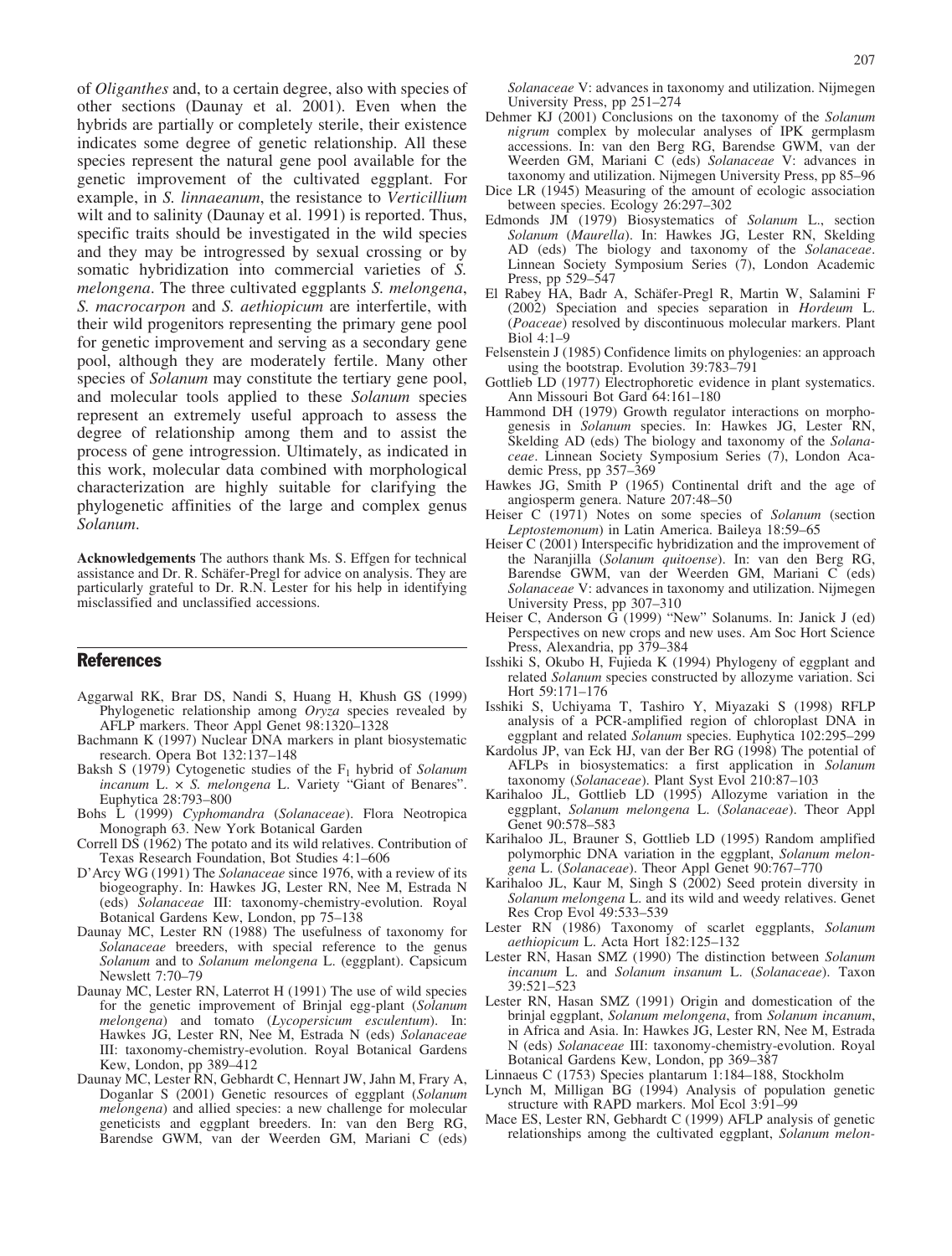of *Oliganthes* and, to a certain degree, also with species of other sections (Daunay et al. 2001). Even when the hybrids are partially or completely sterile, their existence indicates some degree of genetic relationship. All these species represent the natural gene pool available for the genetic improvement of the cultivated eggplant. For example, in *S. linnaeanum*, the resistance to *Verticillium* wilt and to salinity (Daunay et al. 1991) is reported. Thus, specific traits should be investigated in the wild species and they may be introgressed by sexual crossing or by somatic hybridization into commercial varieties of *S. melongena*. The three cultivated eggplants *S. melongena*, *S. macrocarpon* and *S. aethiopicum* are interfertile, with their wild progenitors representing the primary gene pool for genetic improvement and serving as a secondary gene pool, although they are moderately fertile. Many other species of *Solanum* may constitute the tertiary gene pool, and molecular tools applied to these *Solanum* species represent an extremely useful approach to assess the degree of relationship among them and to assist the process of gene introgression. Ultimately, as indicated in this work, molecular data combined with morphological characterization are highly suitable for clarifying the phylogenetic affinities of the large and complex genus *Solanum*.

**Acknowledgements** The authors thank Ms. S. Effgen for technical assistance and Dr. R. Schäfer-Pregl for advice on analysis. They are particularly grateful to Dr. R.N. Lester for his help in identifying misclassified and unclassified accessions.

## References

Aggarwal RK, Brar DS, Nandi S, Huang H, Khush GS (1999) Phylogenetic relationship among *Oryza* species revealed by AFLP markers. Theor Appl Genet 98:1320–1328

Bachmann K (1997) Nuclear DNA markers in plant biosystematic research. Opera Bot 132:137–148

Baksh S (1979) Cytogenetic studies of the $F_1$ hybrid of *Solanum incanum* L. × *S. melongena* L. Variety "Giant of Benares". Euphytica 28:793–800

Bohs L (1999) *Cyphomandra* (*Solanaceae*). Flora Neotropica Monograph 63. New York Botanical Garden

Correll DS (1962) The potato and its wild relatives. Contribution of Texas Research Foundation, Bot Studies 4:1–606

D'Arcy WG (1991) The *Solanaceae* since 1976, with a review of its biogeography. In: Hawkes JG, Lester RN, Nee M, Estrada N (eds) *Solanaceae* III: taxonomy-chemistry-evolution. Royal Botanical Gardens Kew, London, pp 75–138

Daunay MC, Lester RN (1988) The usefulness of taxonomy for *Solanaceae* breeders, with special reference to the genus *Solanum* and to *Solanum melongena* L. (eggplant). Capsicum Newslett 7:70–79

Daunay MC, Lester RN, Laterrot H (1991) The use of wild species for the genetic improvement of Brinjal egg-plant (*Solanum melongena*) and tomato (*Lycopersicum esculentum*). In: Hawkes JG, Lester RN, Nee M, Estrada N (eds) *Solanaceae* III: taxonomy-chemistry-evolution. Royal Botanical Gardens Kew, London, pp 389–412

Daunay MC, Lester RN, Gebhardt C, Hennart JW, Jahn M, Frary A, Doganlar S (2001) Genetic resources of eggplant (*Solanum melongena*) and allied species: a new challenge for molecular geneticists and eggplant breeders. In: van den Berg RG, Barendse GWM, van der Weerden GM, Mariani C (eds) *Solanaceae* V: advances in taxonomy and utilization. Nijmegen University Press, pp 251–274

Dehmer KJ (2001) Conclusions on the taxonomy of the *Solanum nigrum* complex by molecular analyses of IPK germplasm accessions. In: van den Berg RG, Barendse GWM, van der Weerden GM, Mariani C (eds) *Solanaceae* V: advances in taxonomy and utilization. Nijmegen University Press, pp 85–96

Dice LR (1945) Measuring of the amount of ecologic association between species. Ecology 26:297–302

Edmonds JM (1979) Biosystematics of *Solanum* L., section *Solanum* (*Maurella*). In: Hawkes JG, Lester RN, Skelding AD (eds) The biology and taxonomy of the *Solanaceae*. Linnean Society Symposium Series (7), London Academic Press, pp 529–547

El Rabey HA, Badr A, Schäfer-Pregl R, Martin W, Salamini F (2002) Speciation and species separation in *Hordeum* L. (*Poaceae*) resolved by discontinuous molecular markers. Plant Biol 4:1–9

Felsenstein J (1985) Confidence limits on phylogenies: an approach using the bootstrap. Evolution 39:783–791

Gottlieb LD (1977) Electrophoretic evidence in plant systematics. Ann Missouri Bot Gard 64:161–180

Hammond DH (1979) Growth regulator interactions on morphogenesis in *Solanum* species. In: Hawkes JG, Lester RN, Skelding AD (eds) The biology and taxonomy of the *Solanaceae*. Linnean Society Symposium Series (7), London Academic Press, pp 357–369

Hawkes JG, Smith P (1965) Continental drift and the age of angiosperm genera. Nature 207:48–50

Heiser C (1971) Notes on some species of *Solanum* (section *Leptostemonum*) in Latin America. Baileya 18:59–65

Heiser C (2001) Interspecific hybridization and the improvement of the Naranjilla (*Solanum quitoense*). In: van den Berg RG, Barendse GWM, van der Weerden GM, Mariani C (eds) *Solanaceae* V: advances in taxonomy and utilization. Nijmegen University Press, pp 307–310

Heiser C, Anderson G (1999) "New" Solanums. In: Janick J (ed) Perspectives on new crops and new uses. Am Soc Hort Science Press, Alexandria, pp 379–384

Isshiki S, Okubo H, Fujieda K (1994) Phylogeny of eggplant and related *Solanum* species constructed by allozyme variation. Sci Hort 59:171–176

Isshiki S, Uchiyama T, Tashiro Y, Miyazaki S (1998) RFLP analysis of a PCR-amplified region of chloroplast DNA in eggplant and related *Solanum* species. Euphytica 102:295–299

Kardolus JP, van Eck HJ, van der Ber RG (1998) The potential of AFLPs in biosystematics: a first application in *Solanum* taxonomy (*Solanaceae*). Plant Syst Evol 210:87–103

Karihaloo JL, Gottlieb LD (1995) Allozyme variation in the eggplant, *Solanum melongena* L. (*Solanaceae*). Theor Appl Genet 90:578–583

Karihaloo JL, Brauner S, Gottlieb LD (1995) Random amplified polymorphic DNA variation in the eggplant, *Solanum melongena* L. (*Solanaceae*). Theor Appl Genet 90:767–770

Karihaloo JL, Kaur M, Singh S (2002) Seed protein diversity in *Solanum melongena* L. and its wild and weedy relatives. Genet Res Crop Evol 49:533–539

Lester RN (1986) Taxonomy of scarlet eggplants, *Solanum aethiopicum* L. Acta Hort 182:125–132

Lester RN, Hasan SMZ (1990) The distinction between *Solanum incanum* L. and *Solanum insanum* L. (*Solanaceae*). Taxon 39:521–523

Lester RN, Hasan SMZ (1991) Origin and domestication of the brinjal eggplant, *Solanum melongena*, from *Solanum incanum*, in Africa and Asia. In: Hawkes JG, Lester RN, Nee M, Estrada N (eds) *Solanaceae* III: taxonomy-chemistry-evolution. Royal Botanical Gardens Kew, London, pp 369–387

Linnaeus C (1753) Species plantarum 1:184–188, Stockholm

Lynch M, Milligan BG (1994) Analysis of population genetic structure with RAPD markers. Mol Ecol 3:91–99

Mace ES, Lester RN, Gebhardt C (1999) AFLP analysis of genetic relationships among the cultivated eggplant, *Solanum melon-*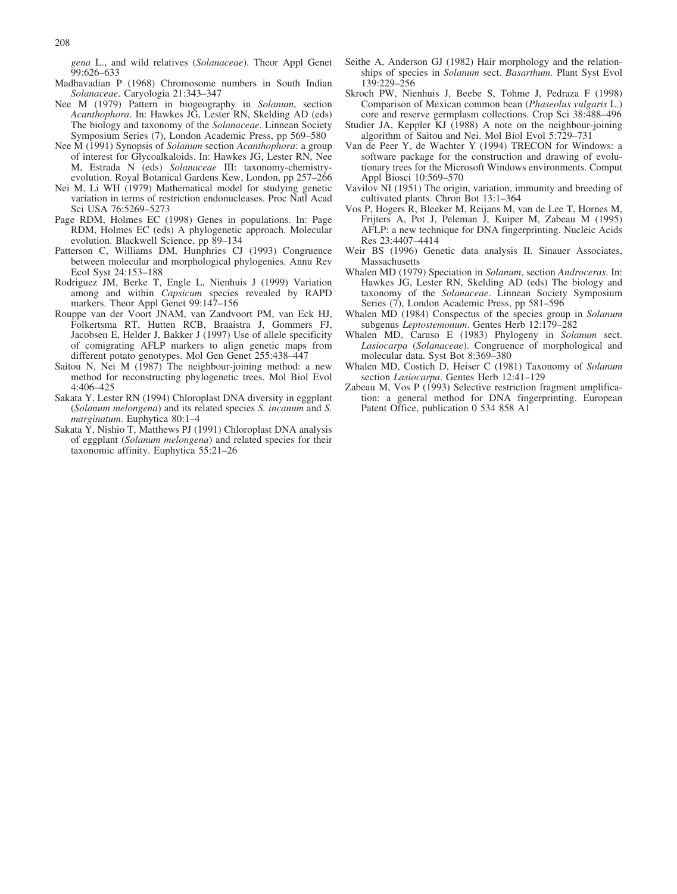*gena* L., and wild relatives (*Solanaceae*). Theor Appl Genet 99:626–633

Madhavadian P (1968) Chromosome numbers in South Indian *Solanaceae*. Caryologia 21:343–347

Nee M (1979) Pattern in biogeography in *Solanum*, section *Acanthophora*. In: Hawkes JG, Lester RN, Skelding AD (eds) The biology and taxonomy of the *Solanaceae*. Linnean Society Symposium Series (7), London Academic Press, pp 569–580

Nee M (1991) Synopsis of *Solanum* section *Acanthophora*: a group of interest for Glycoalkaloids. In: Hawkes JG, Lester RN, Nee M, Estrada N (eds) *Solanaceae* III: taxonomy-chemistry-evolution. Royal Botanical Gardens Kew, London, pp 257–266

Nei M, Li WH (1979) Mathematical model for studying genetic variation in terms of restriction endonucleases. Proc Natl Acad Sci USA 76:5269–5273

Page RDM, Holmes EC (1998) Genes in populations. In: Page RDM, Holmes EC (eds) A phylogenetic approach. Molecular evolution. Blackwell Science, pp 89–134

Patterson C, Williams DM, Hunphries CJ (1993) Congruence between molecular and morphological phylogenies. Annu Rev Ecol Syst 24:153–188

Rodriguez JM, Berke T, Engle L, Nienhuis J (1999) Variation among and within *Capsicum* species revealed by RAPD markers. Theor Appl Genet 99:147–156

Rouppe van der Voort JNAM, van Zandvoort PM, van Eck HJ, Folkertsma RT, Hutten RCB, Braaistra J, Gommers FJ, Jacobsen E, Helder J, Bakker J (1997) Use of allele specificity of comigrating AFLP markers to align genetic maps from different potato genotypes. Mol Gen Genet 255:438–447

Saitou N, Nei M (1987) The neighbour-joining method: a new method for reconstructing phylogenetic trees. Mol Biol Evol 4:406–425

Sakata Y, Lester RN (1994) Chloroplast DNA diversity in eggplant (*Solanum melongena*) and its related species *S. incanum* and *S. marginatum*. Euphytica 80:1–4

Sakata Y, Nishio T, Matthews PJ (1991) Chloroplast DNA analysis of eggplant (*Solanum melongena*) and related species for their taxonomic affinity. Euphytica 55:21–26

Seithe A, Anderson GJ (1982) Hair morphology and the relationships of species in *Solanum* sect. *Basarthum*. Plant Syst Evol 139:229–256

Skroch PW, Nienhuis J, Beebe S, Tohme J, Pedraza F (1998) Comparison of Mexican common bean (*Phaseolus vulgaris* L.) core and reserve germplasm collections. Crop Sci 38:488–496

Studier JA, Keppler KJ (1988) A note on the neighbour-joining algorithm of Saitou and Nei. Mol Biol Evol 5:729–731

Van de Peer Y, de Wachter Y (1994) TRECON for Windows: a software package for the construction and drawing of evolutionary trees for the Microsoft Windows environments. Comput Appl Biosci 10:569–570

Vavilov NI (1951) The origin, variation, immunity and breeding of cultivated plants. Chron Bot 13:1–364

Vos P, Hogers R, Bleeker M, Reijans M, van de Lee T, Hornes M, Frijters A, Pot J, Peleman J, Kuiper M, Zabeau M (1995) AFLP: a new technique for DNA fingerprinting. Nucleic Acids Res 23:4407–4414

Weir BS (1996) Genetic data analysis II. Sinauer Associates, Massachusetts

Whalen MD (1979) Speciation in *Solanum*, section *Androceras*. In: Hawkes JG, Lester RN, Skelding AD (eds) The biology and taxonomy of the *Solanaceae*. Linnean Society Symposium Series (7), London Academic Press, pp 581–596

Whalen MD (1984) Conspectus of the species group in *Solanum* subgenus *Leptostemonum*. Gentes Herb 12:179–282

Whalen MD, Caruso E (1983) Phylogeny in *Solanum* sect. *Lasiocarpa* (*Solanaceae*). Congruence of morphological and molecular data. Syst Bot 8:369–380

Whalen MD, Costich D, Heiser C (1981) Taxonomy of *Solanum* section *Lasiocarpa*. Gentes Herb 12:41–129

Zabeau M, Vos P (1993) Selective restriction fragment amplification: a general method for DNA fingerprinting. European Patent Office, publication 0 534 858 A1